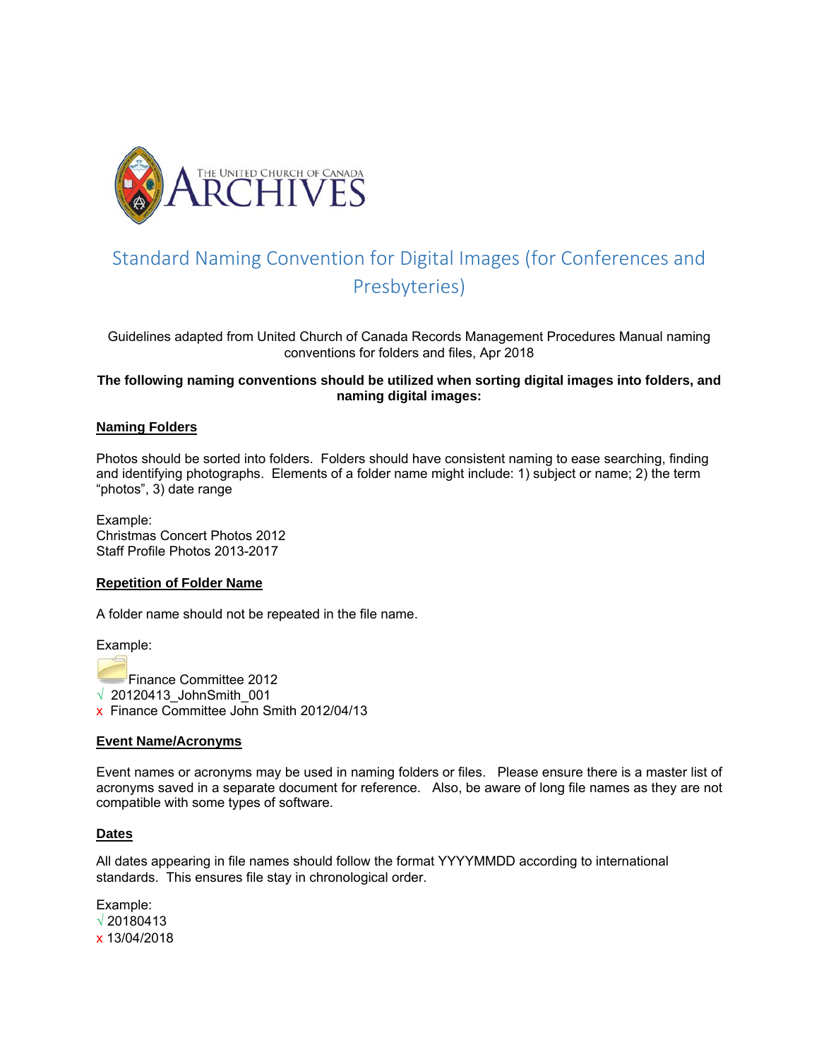THE UNITED CHURCH OF CANADA ARCHIVES

# Standard Naming Convention for Digital Images (for Conferences and Presbyteries)

Guidelines adapted from United Church of Canada Records Management Procedures Manual naming conventions for folders and files, Apr 2018

**The following naming conventions should be utilized when sorting digital images into folders, and naming digital images:**

## Naming Folders

Photos should be sorted into folders. Folders should have consistent naming to ease searching, finding and identifying photographs. Elements of a folder name might include: 1) subject or name; 2) the term "photos", 3) date range

Example:
Christmas Concert Photos 2012
Staff Profile Photos 2013-2017

## Repetition of Folder Name

A folder name should not be repeated in the file name.

Example:

Finance Committee 2012
√ 20120413_JohnSmith_001
x Finance Committee John Smith 2012/04/13

## Event Name/Acronyms

Event names or acronyms may be used in naming folders or files. Please ensure there is a master list of acronyms saved in a separate document for reference. Also, be aware of long file names as they are not compatible with some types of software.

## Dates

All dates appearing in file names should follow the format YYYYMMDD according to international standards. This ensures file stay in chronological order.

Example:
√ 20180413
x 13/04/2018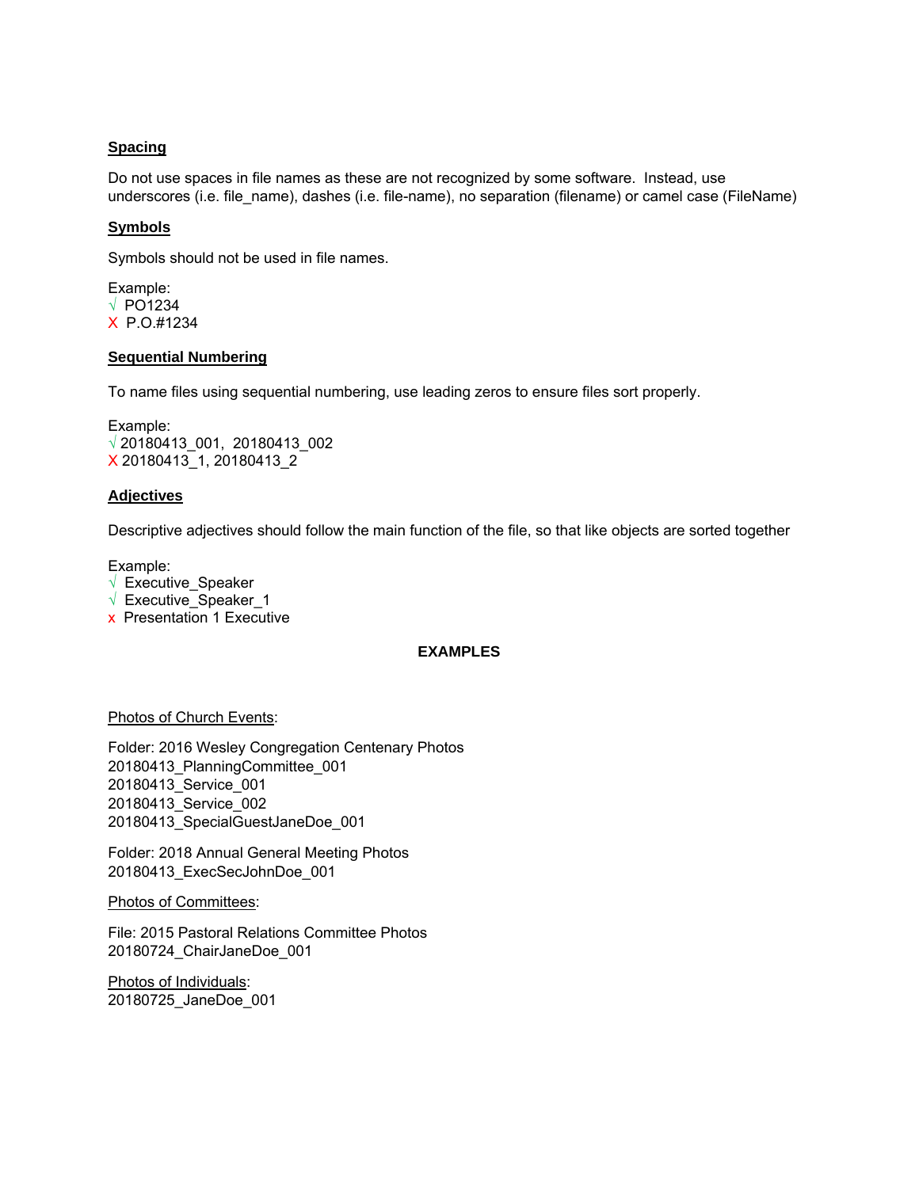**Spacing**

Do not use spaces in file names as these are not recognized by some software. Instead, use underscores (i.e. file_name), dashes (i.e. file-name), no separation (filename) or camel case (FileName)

**Symbols**

Symbols should not be used in file names.

Example:
√ PO1234
X P.O.#1234

**Sequential Numbering**

To name files using sequential numbering, use leading zeros to ensure files sort properly.

Example:
√ 20180413_001, 20180413_002
X 20180413_1, 20180413_2

**Adjectives**

Descriptive adjectives should follow the main function of the file, so that like objects are sorted together

Example:
√ Executive_Speaker
√ Executive_Speaker_1
x Presentation 1 Executive

**EXAMPLES**

Photos of Church Events:

Folder: 2016 Wesley Congregation Centenary Photos
20180413_PlanningCommittee_001
20180413_Service_001
20180413_Service_002
20180413_SpecialGuestJaneDoe_001

Folder: 2018 Annual General Meeting Photos
20180413_ExecSecJohnDoe_001

Photos of Committees:

File: 2015 Pastoral Relations Committee Photos
20180724_ChairJaneDoe_001

Photos of Individuals:
20180725_JaneDoe_001